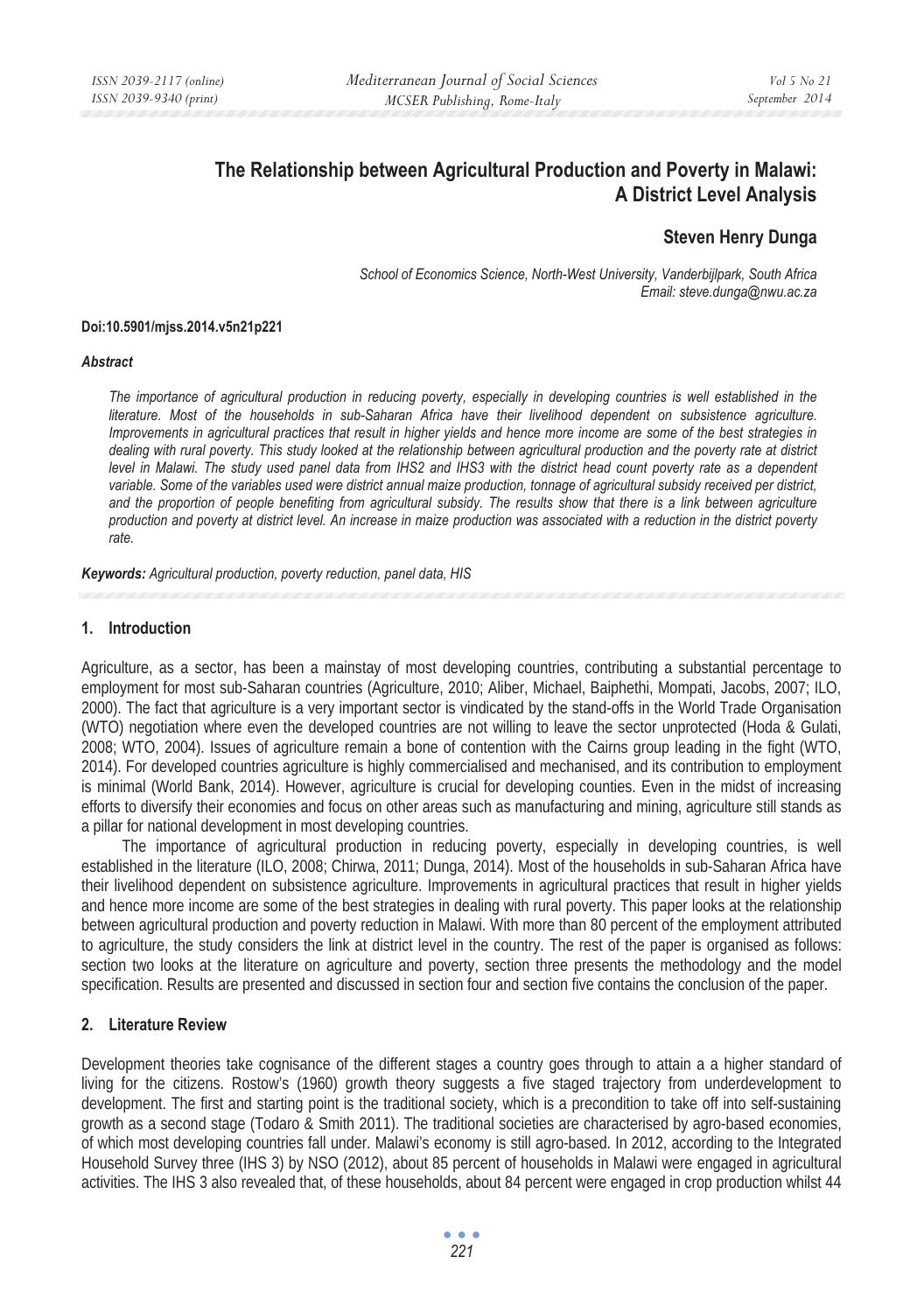# The Relationship between Agricultural Production and Poverty in Malawi: A District Level Analysis

**Steven Henry Dunga**

*School of Economics Science, North-West University, Vanderbijlpark, South Africa*
*Email: steve.dunga@nwu.ac.za*

**Doi:10.5901/mjss.2014.v5n21p221**

### *Abstract*

*The importance of agricultural production in reducing poverty, especially in developing countries is well established in the literature. Most of the households in sub-Saharan Africa have their livelihood dependent on subsistence agriculture. Improvements in agricultural practices that result in higher yields and hence more income are some of the best strategies in dealing with rural poverty. This study looked at the relationship between agricultural production and the poverty rate at district level in Malawi. The study used panel data from IHS2 and IHS3 with the district head count poverty rate as a dependent variable. Some of the variables used were district annual maize production, tonnage of agricultural subsidy received per district, and the proportion of people benefiting from agricultural subsidy. The results show that there is a link between agriculture production and poverty at district level. An increase in maize production was associated with a reduction in the district poverty rate.*

***Keywords:*** *Agricultural production, poverty reduction, panel data, HIS*

## 1. Introduction

Agriculture, as a sector, has been a mainstay of most developing countries, contributing a substantial percentage to employment for most sub-Saharan countries (Agriculture, 2010; Aliber, Michael, Baiphethi, Mompati, Jacobs, 2007; ILO, 2000). The fact that agriculture is a very important sector is vindicated by the stand-offs in the World Trade Organisation (WTO) negotiation where even the developed countries are not willing to leave the sector unprotected (Hoda & Gulati, 2008; WTO, 2004). Issues of agriculture remain a bone of contention with the Cairns group leading in the fight (WTO, 2014). For developed countries agriculture is highly commercialised and mechanised, and its contribution to employment is minimal (World Bank, 2014). However, agriculture is crucial for developing counties. Even in the midst of increasing efforts to diversify their economies and focus on other areas such as manufacturing and mining, agriculture still stands as a pillar for national development in most developing countries.

The importance of agricultural production in reducing poverty, especially in developing countries, is well established in the literature (ILO, 2008; Chirwa, 2011; Dunga, 2014). Most of the households in sub-Saharan Africa have their livelihood dependent on subsistence agriculture. Improvements in agricultural practices that result in higher yields and hence more income are some of the best strategies in dealing with rural poverty. This paper looks at the relationship between agricultural production and poverty reduction in Malawi. With more than 80 percent of the employment attributed to agriculture, the study considers the link at district level in the country. The rest of the paper is organised as follows: section two looks at the literature on agriculture and poverty, section three presents the methodology and the model specification. Results are presented and discussed in section four and section five contains the conclusion of the paper.

## 2. Literature Review

Development theories take cognisance of the different stages a country goes through to attain a a higher standard of living for the citizens. Rostow's (1960) growth theory suggests a five staged trajectory from underdevelopment to development. The first and starting point is the traditional society, which is a precondition to take off into self-sustaining growth as a second stage (Todaro & Smith 2011). The traditional societies are characterised by agro-based economies, of which most developing countries fall under. Malawi's economy is still agro-based. In 2012, according to the Integrated Household Survey three (IHS 3) by NSO (2012), about 85 percent of households in Malawi were engaged in agricultural activities. The IHS 3 also revealed that, of these households, about 84 percent were engaged in crop production whilst 44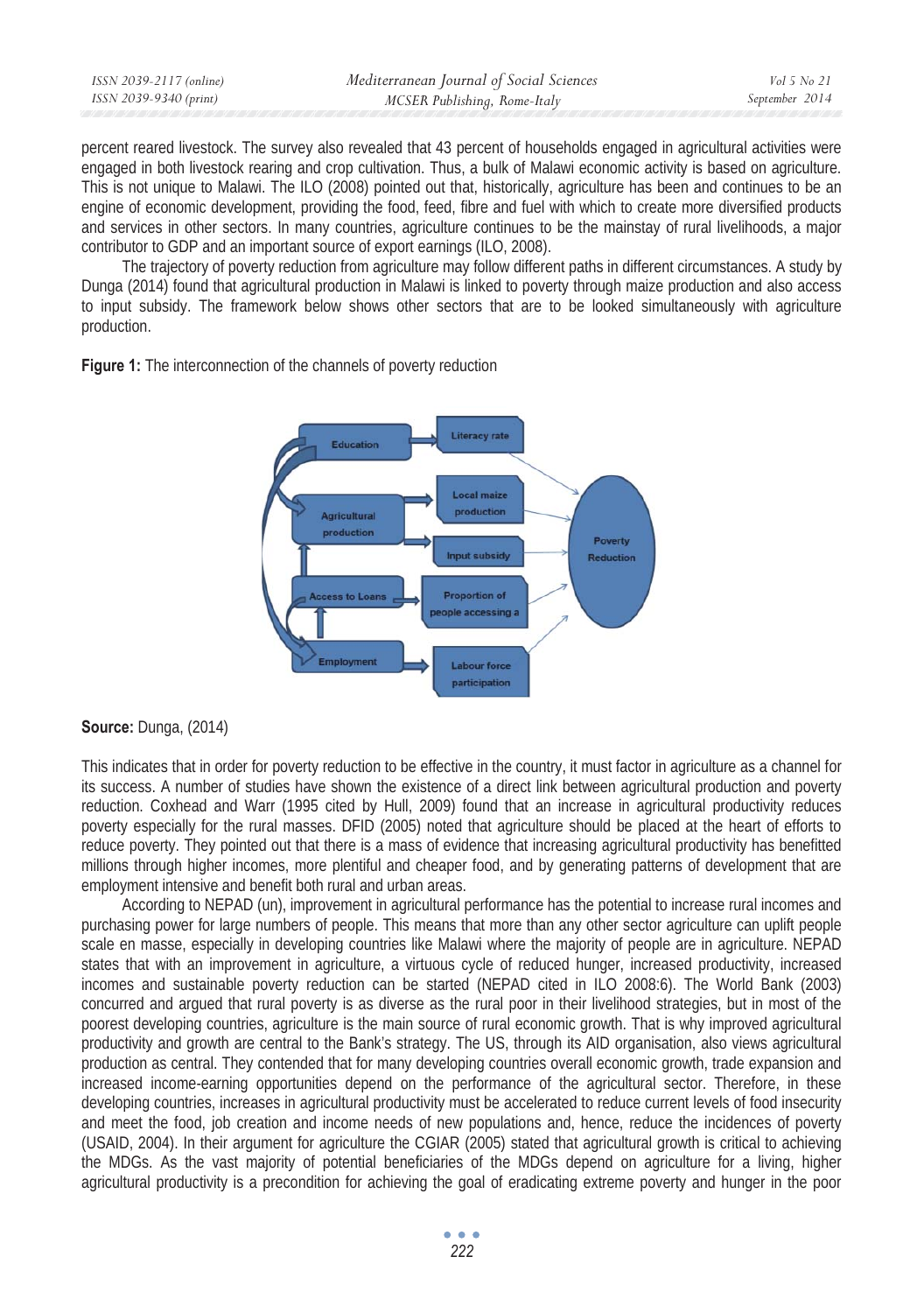percent reared livestock. The survey also revealed that 43 percent of households engaged in agricultural activities were engaged in both livestock rearing and crop cultivation. Thus, a bulk of Malawi economic activity is based on agriculture. This is not unique to Malawi. The ILO (2008) pointed out that, historically, agriculture has been and continues to be an engine of economic development, providing the food, feed, fibre and fuel with which to create more diversified products and services in other sectors. In many countries, agriculture continues to be the mainstay of rural livelihoods, a major contributor to GDP and an important source of export earnings (ILO, 2008).

The trajectory of poverty reduction from agriculture may follow different paths in different circumstances. A study by Dunga (2014) found that agricultural production in Malawi is linked to poverty through maize production and also access to input subsidy. The framework below shows other sectors that are to be looked simultaneously with agriculture production.

**Figure 1:** The interconnection of the channels of poverty reduction

**Source:** Dunga, (2014)

This indicates that in order for poverty reduction to be effective in the country, it must factor in agriculture as a channel for its success. A number of studies have shown the existence of a direct link between agricultural production and poverty reduction. Coxhead and Warr (1995 cited by Hull, 2009) found that an increase in agricultural productivity reduces poverty especially for the rural masses. DFID (2005) noted that agriculture should be placed at the heart of efforts to reduce poverty. They pointed out that there is a mass of evidence that increasing agricultural productivity has benefitted millions through higher incomes, more plentiful and cheaper food, and by generating patterns of development that are employment intensive and benefit both rural and urban areas.

According to NEPAD (un), improvement in agricultural performance has the potential to increase rural incomes and purchasing power for large numbers of people. This means that more than any other sector agriculture can uplift people scale en masse, especially in developing countries like Malawi where the majority of people are in agriculture. NEPAD states that with an improvement in agriculture, a virtuous cycle of reduced hunger, increased productivity, increased incomes and sustainable poverty reduction can be started (NEPAD cited in ILO 2008:6). The World Bank (2003) concurred and argued that rural poverty is as diverse as the rural poor in their livelihood strategies, but in most of the poorest developing countries, agriculture is the main source of rural economic growth. That is why improved agricultural productivity and growth are central to the Bank's strategy. The US, through its AID organisation, also views agricultural production as central. They contended that for many developing countries overall economic growth, trade expansion and increased income-earning opportunities depend on the performance of the agricultural sector. Therefore, in these developing countries, increases in agricultural productivity must be accelerated to reduce current levels of food insecurity and meet the food, job creation and income needs of new populations and, hence, reduce the incidences of poverty (USAID, 2004). In their argument for agriculture the CGIAR (2005) stated that agricultural growth is critical to achieving the MDGs. As the vast majority of potential beneficiaries of the MDGs depend on agriculture for a living, higher agricultural productivity is a precondition for achieving the goal of eradicating extreme poverty and hunger in the poor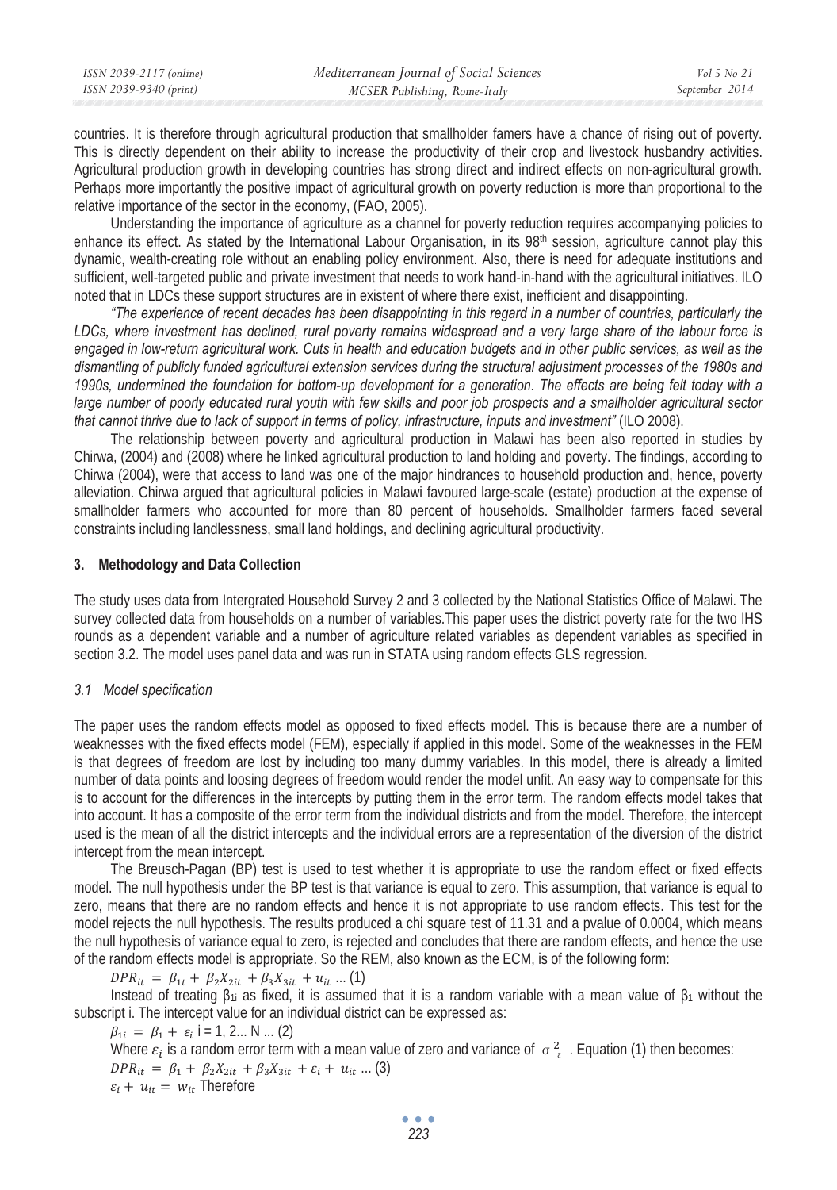countries. It is therefore through agricultural production that smallholder famers have a chance of rising out of poverty. This is directly dependent on their ability to increase the productivity of their crop and livestock husbandry activities. Agricultural production growth in developing countries has strong direct and indirect effects on non-agricultural growth. Perhaps more importantly the positive impact of agricultural growth on poverty reduction is more than proportional to the relative importance of the sector in the economy, (FAO, 2005).

Understanding the importance of agriculture as a channel for poverty reduction requires accompanying policies to enhance its effect. As stated by the International Labour Organisation, in its 98th session, agriculture cannot play this dynamic, wealth-creating role without an enabling policy environment. Also, there is need for adequate institutions and sufficient, well-targeted public and private investment that needs to work hand-in-hand with the agricultural initiatives. ILO noted that in LDCs these support structures are in existent of where there exist, inefficient and disappointing.

*"The experience of recent decades has been disappointing in this regard in a number of countries, particularly the LDCs, where investment has declined, rural poverty remains widespread and a very large share of the labour force is engaged in low-return agricultural work. Cuts in health and education budgets and in other public services, as well as the dismantling of publicly funded agricultural extension services during the structural adjustment processes of the 1980s and 1990s, undermined the foundation for bottom-up development for a generation. The effects are being felt today with a large number of poorly educated rural youth with few skills and poor job prospects and a smallholder agricultural sector that cannot thrive due to lack of support in terms of policy, infrastructure, inputs and investment"* (ILO 2008).

The relationship between poverty and agricultural production in Malawi has been also reported in studies by Chirwa, (2004) and (2008) where he linked agricultural production to land holding and poverty. The findings, according to Chirwa (2004), were that access to land was one of the major hindrances to household production and, hence, poverty alleviation. Chirwa argued that agricultural policies in Malawi favoured large-scale (estate) production at the expense of smallholder farmers who accounted for more than 80 percent of households. Smallholder farmers faced several constraints including landlessness, small land holdings, and declining agricultural productivity.

## 3. Methodology and Data Collection

The study uses data from Intergrated Household Survey 2 and 3 collected by the National Statistics Office of Malawi. The survey collected data from households on a number of variables.This paper uses the district poverty rate for the two IHS rounds as a dependent variable and a number of agriculture related variables as dependent variables as specified in section 3.2. The model uses panel data and was run in STATA using random effects GLS regression.

### *3.1 Model specification*

The paper uses the random effects model as opposed to fixed effects model. This is because there are a number of weaknesses with the fixed effects model (FEM), especially if applied in this model. Some of the weaknesses in the FEM is that degrees of freedom are lost by including too many dummy variables. In this model, there is already a limited number of data points and loosing degrees of freedom would render the model unfit. An easy way to compensate for this is to account for the differences in the intercepts by putting them in the error term. The random effects model takes that into account. It has a composite of the error term from the individual districts and from the model. Therefore, the intercept used is the mean of all the district intercepts and the individual errors are a representation of the diversion of the district intercept from the mean intercept.

The Breusch-Pagan (BP) test is used to test whether it is appropriate to use the random effect or fixed effects model. The null hypothesis under the BP test is that variance is equal to zero. This assumption, that variance is equal to zero, means that there are no random effects and hence it is not appropriate to use random effects. This test for the model rejects the null hypothesis. The results produced a chi square test of 11.31 and a pvalue of 0.0004, which means the null hypothesis of variance equal to zero, is rejected and concludes that there are random effects, and hence the use of the random effects model is appropriate. So the REM, also known as the ECM, is of the following form:

$DPR_{it} = \beta_{1t} + \beta_2 X_{2it} + \beta_3 X_{3it} + u_{it}$ ... (1)

Instead of treating $\beta_{1i}$ as fixed, it is assumed that it is a random variable with a mean value of $\beta_1$ without the subscript i. The intercept value for an individual district can be expressed as:

$\beta_{1i} = \beta_1 + \varepsilon_i$ i = 1, 2... N ... (2)

Where $\varepsilon_i$ is a random error term with a mean value of zero and variance of $\sigma^2_\varepsilon$ . Equation (1) then becomes:

$DPR_{it} = \beta_1 + \beta_2 X_{2it} + \beta_3 X_{3it} + \varepsilon_i + u_{it}$ ... (3)

$\varepsilon_i + u_{it} = w_{it}$ Therefore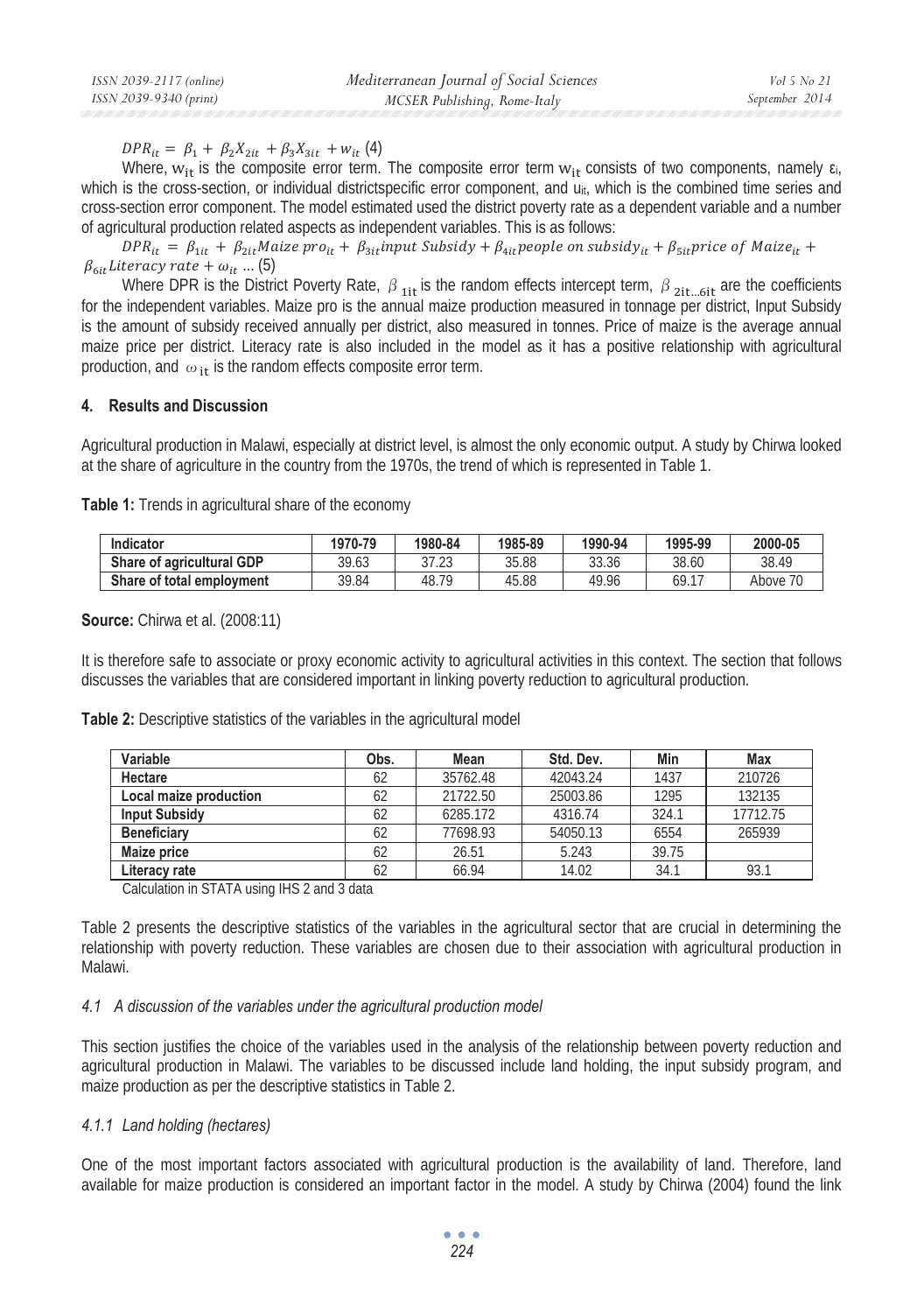$DPR_{it} = \beta_1 + \beta_2 X_{2it} + \beta_3 X_{3it} + w_{it}$ (4)

Where, $w_{it}$ is the composite error term. The composite error term $w_{it}$ consists of two components, namely $\varepsilon_i$, which is the cross-section, or individual districtspecific error component, and $u_{it}$, which is the combined time series and cross-section error component. The model estimated used the district poverty rate as a dependent variable and a number of agricultural production related aspects as independent variables. This is as follows:

$$DPR_{it} = \beta_{1it} + \beta_{2it} Maize\ pro_{it} + \beta_{3it} input\ Subsidy + \beta_{4it} people\ on\ subsidy_{it} + \beta_{5it} price\ of\ Maize_{it} + \beta_{6it} Literacy\ rate + \omega_{it} \ldots (5)$$

Where DPR is the District Poverty Rate, $\beta_{1it}$ is the random effects intercept term, $\beta_{2it \ldots 6it}$ are the coefficients for the independent variables. Maize pro is the annual maize production measured in tonnage per district, Input Subsidy is the amount of subsidy received annually per district, also measured in tonnes. Price of maize is the average annual maize price per district. Literacy rate is also included in the model as it has a positive relationship with agricultural production, and $\omega_{it}$ is the random effects composite error term.

## 4. Results and Discussion

Agricultural production in Malawi, especially at district level, is almost the only economic output. A study by Chirwa looked at the share of agriculture in the country from the 1970s, the trend of which is represented in Table 1.

**Table 1:** Trends in agricultural share of the economy

| Indicator | 1970-79 | 1980-84 | 1985-89 | 1990-94 | 1995-99 | 2000-05 |
|---|---|---|---|---|---|---|
| **Share of agricultural GDP** | 39.63 | 37.23 | 35.88 | 33.36 | 38.60 | 38.49 |
| **Share of total employment** | 39.84 | 48.79 | 45.88 | 49.96 | 69.17 | Above 70 |

**Source:** Chirwa et al. (2008:11)

It is therefore safe to associate or proxy economic activity to agricultural activities in this context. The section that follows discusses the variables that are considered important in linking poverty reduction to agricultural production.

**Table 2:** Descriptive statistics of the variables in the agricultural model

| Variable | Obs. | Mean | Std. Dev. | Min | Max |
|---|---|---|---|---|---|
| **Hectare** | 62 | 35762.48 | 42043.24 | 1437 | 210726 |
| **Local maize production** | 62 | 21722.50 | 25003.86 | 1295 | 132135 |
| **Input Subsidy** | 62 | 6285.172 | 4316.74 | 324.1 | 17712.75 |
| **Beneficiary** | 62 | 77698.93 | 54050.13 | 6554 | 265939 |
| **Maize price** | 62 | 26.51 | 5.243 | 39.75 | |
| **Literacy rate** | 62 | 66.94 | 14.02 | 34.1 | 93.1 |

Calculation in STATA using IHS 2 and 3 data

Table 2 presents the descriptive statistics of the variables in the agricultural sector that are crucial in determining the relationship with poverty reduction. These variables are chosen due to their association with agricultural production in Malawi.

### *4.1 A discussion of the variables under the agricultural production model*

This section justifies the choice of the variables used in the analysis of the relationship between poverty reduction and agricultural production in Malawi. The variables to be discussed include land holding, the input subsidy program, and maize production as per the descriptive statistics in Table 2.

#### *4.1.1 Land holding (hectares)*

One of the most important factors associated with agricultural production is the availability of land. Therefore, land available for maize production is considered an important factor in the model. A study by Chirwa (2004) found the link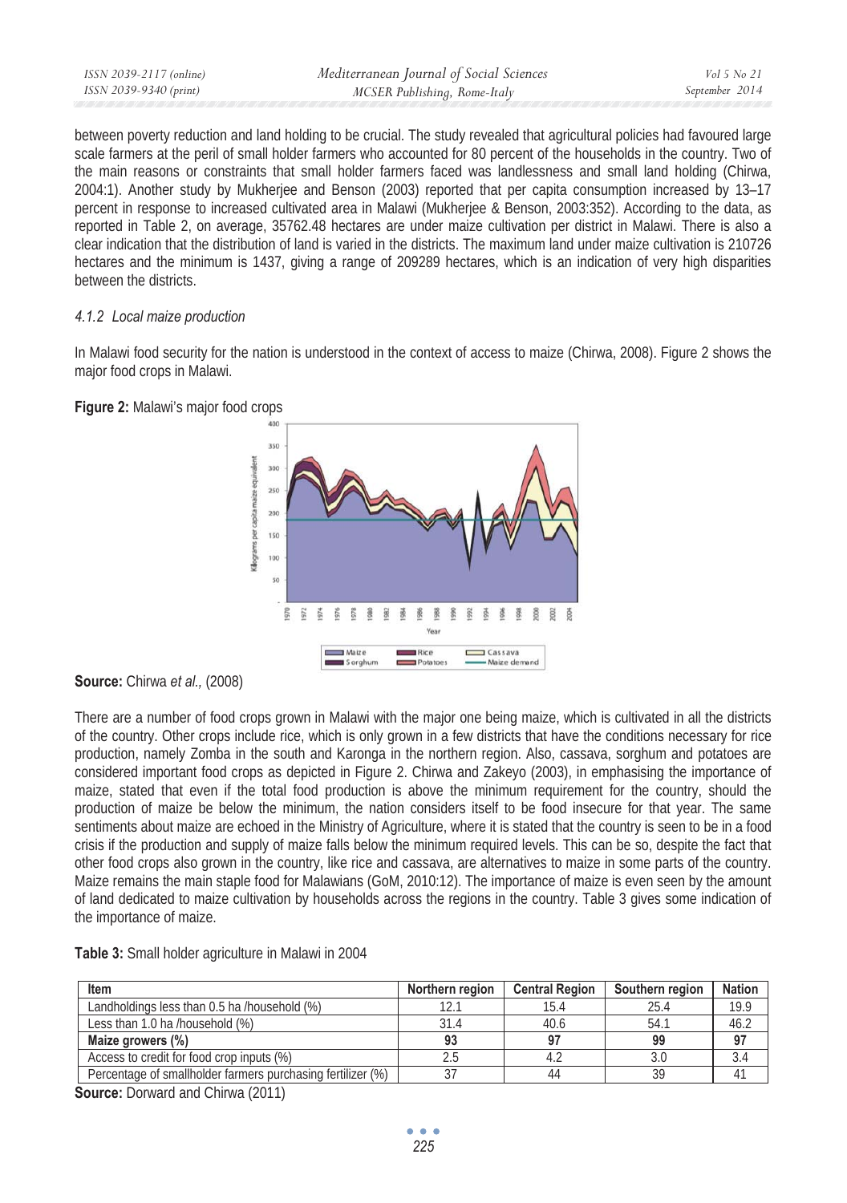between poverty reduction and land holding to be crucial. The study revealed that agricultural policies had favoured large scale farmers at the peril of small holder farmers who accounted for 80 percent of the households in the country. Two of the main reasons or constraints that small holder farmers faced was landlessness and small land holding (Chirwa, 2004:1). Another study by Mukherjee and Benson (2003) reported that per capita consumption increased by 13–17 percent in response to increased cultivated area in Malawi (Mukherjee & Benson, 2003:352). According to the data, as reported in Table 2, on average, 35762.48 hectares are under maize cultivation per district in Malawi. There is also a clear indication that the distribution of land is varied in the districts. The maximum land under maize cultivation is 210726 hectares and the minimum is 1437, giving a range of 209289 hectares, which is an indication of very high disparities between the districts.

#### *4.1.2 Local maize production*

In Malawi food security for the nation is understood in the context of access to maize (Chirwa, 2008). Figure 2 shows the major food crops in Malawi.

**Figure 2:** Malawi's major food crops

**Source:** Chirwa *et al.,* (2008)

There are a number of food crops grown in Malawi with the major one being maize, which is cultivated in all the districts of the country. Other crops include rice, which is only grown in a few districts that have the conditions necessary for rice production, namely Zomba in the south and Karonga in the northern region. Also, cassava, sorghum and potatoes are considered important food crops as depicted in Figure 2. Chirwa and Zakeyo (2003), in emphasising the importance of maize, stated that even if the total food production is above the minimum requirement for the country, should the production of maize be below the minimum, the nation considers itself to be food insecure for that year. The same sentiments about maize are echoed in the Ministry of Agriculture, where it is stated that the country is seen to be in a food crisis if the production and supply of maize falls below the minimum required levels. This can be so, despite the fact that other food crops also grown in the country, like rice and cassava, are alternatives to maize in some parts of the country. Maize remains the main staple food for Malawians (GoM, 2010:12). The importance of maize is even seen by the amount of land dedicated to maize cultivation by households across the regions in the country. Table 3 gives some indication of the importance of maize.

**Table 3:** Small holder agriculture in Malawi in 2004

| Item | Northern region | Central Region | Southern region | Nation |
|---|---|---|---|---|
| Landholdings less than 0.5 ha /household (%) | 12.1 | 15.4 | 25.4 | 19.9 |
| Less than 1.0 ha /household (%) | 31.4 | 40.6 | 54.1 | 46.2 |
| **Maize growers (%)** | **93** | **97** | **99** | **97** |
| Access to credit for food crop inputs (%) | 2.5 | 4.2 | 3.0 | 3.4 |
| Percentage of smallholder farmers purchasing fertilizer (%) | 37 | 44 | 39 | 41 |

**Source:** Dorward and Chirwa (2011)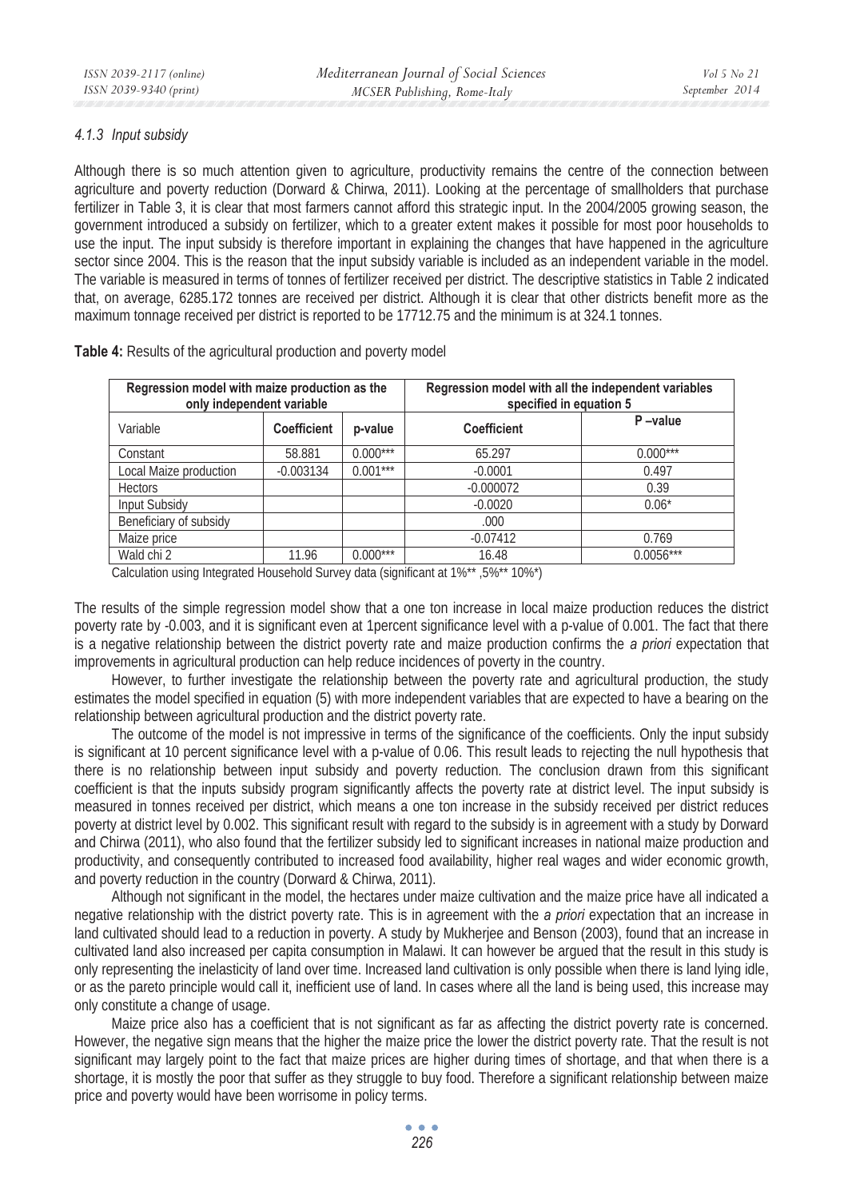#### 4.1.3 Input subsidy

Although there is so much attention given to agriculture, productivity remains the centre of the connection between agriculture and poverty reduction (Dorward & Chirwa, 2011). Looking at the percentage of smallholders that purchase fertilizer in Table 3, it is clear that most farmers cannot afford this strategic input. In the 2004/2005 growing season, the government introduced a subsidy on fertilizer, which to a greater extent makes it possible for most poor households to use the input. The input subsidy is therefore important in explaining the changes that have happened in the agriculture sector since 2004. This is the reason that the input subsidy variable is included as an independent variable in the model. The variable is measured in terms of tonnes of fertilizer received per district. The descriptive statistics in Table 2 indicated that, on average, 6285.172 tonnes are received per district. Although it is clear that other districts benefit more as the maximum tonnage received per district is reported to be 17712.75 and the minimum is at 324.1 tonnes.

**Table 4:** Results of the agricultural production and poverty model

| Regression model with maize production as the only independent variable | | | Regression model with all the independent variables specified in equation 5 | |
|---|---|---|---|---|
| Variable | Coefficient | p-value | Coefficient | P –value |
| Constant | 58.881 | 0.000*** | 65.297 | 0.000*** |
| Local Maize production | -0.003134 | 0.001*** | -0.0001 | 0.497 |
| Hectors | | | -0.000072 | 0.39 |
| Input Subsidy | | | -0.0020 | 0.06* |
| Beneficiary of subsidy | | | .000 | |
| Maize price | | | -0.07412 | 0.769 |
| Wald chi 2 | 11.96 | 0.000*** | 16.48 | 0.0056*** |

Calculation using Integrated Household Survey data (significant at 1%** ,5%** 10%*)

The results of the simple regression model show that a one ton increase in local maize production reduces the district poverty rate by -0.003, and it is significant even at 1percent significance level with a p-value of 0.001. The fact that there is a negative relationship between the district poverty rate and maize production confirms the *a priori* expectation that improvements in agricultural production can help reduce incidences of poverty in the country.

However, to further investigate the relationship between the poverty rate and agricultural production, the study estimates the model specified in equation (5) with more independent variables that are expected to have a bearing on the relationship between agricultural production and the district poverty rate.

The outcome of the model is not impressive in terms of the significance of the coefficients. Only the input subsidy is significant at 10 percent significance level with a p-value of 0.06. This result leads to rejecting the null hypothesis that there is no relationship between input subsidy and poverty reduction. The conclusion drawn from this significant coefficient is that the inputs subsidy program significantly affects the poverty rate at district level. The input subsidy is measured in tonnes received per district, which means a one ton increase in the subsidy received per district reduces poverty at district level by 0.002. This significant result with regard to the subsidy is in agreement with a study by Dorward and Chirwa (2011), who also found that the fertilizer subsidy led to significant increases in national maize production and productivity, and consequently contributed to increased food availability, higher real wages and wider economic growth, and poverty reduction in the country (Dorward & Chirwa, 2011).

Although not significant in the model, the hectares under maize cultivation and the maize price have all indicated a negative relationship with the district poverty rate. This is in agreement with the *a priori* expectation that an increase in land cultivated should lead to a reduction in poverty. A study by Mukherjee and Benson (2003), found that an increase in cultivated land also increased per capita consumption in Malawi. It can however be argued that the result in this study is only representing the inelasticity of land over time. Increased land cultivation is only possible when there is land lying idle, or as the pareto principle would call it, inefficient use of land. In cases where all the land is being used, this increase may only constitute a change of usage.

Maize price also has a coefficient that is not significant as far as affecting the district poverty rate is concerned. However, the negative sign means that the higher the maize price the lower the district poverty rate. That the result is not significant may largely point to the fact that maize prices are higher during times of shortage, and that when there is a shortage, it is mostly the poor that suffer as they struggle to buy food. Therefore a significant relationship between maize price and poverty would have been worrisome in policy terms.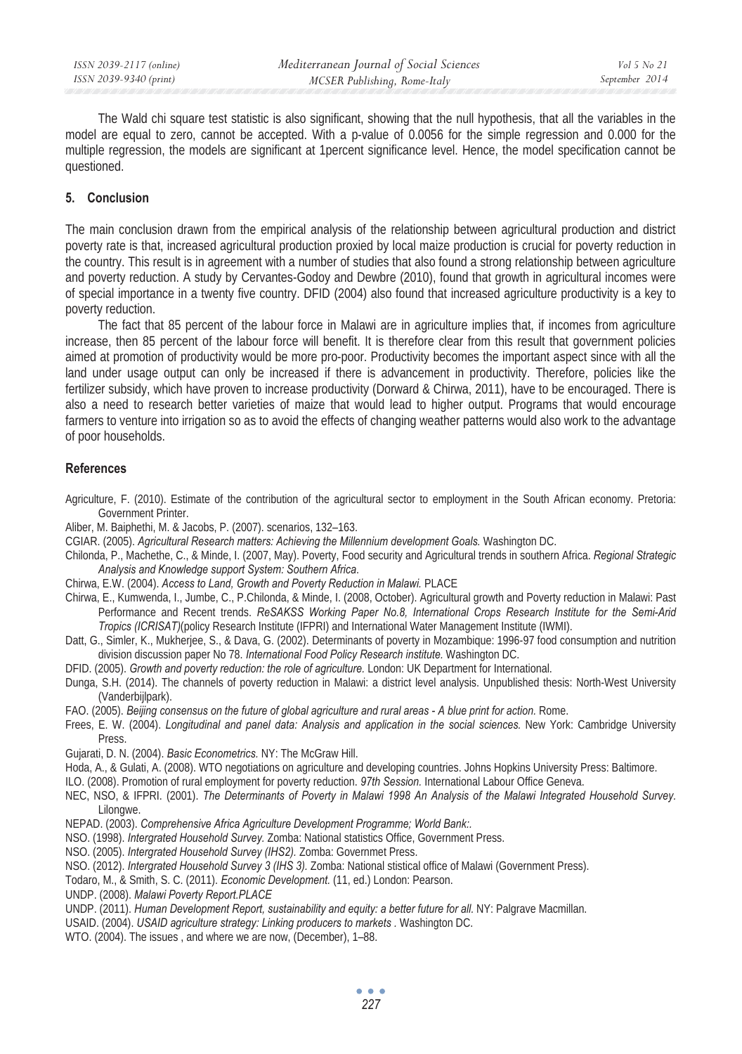The Wald chi square test statistic is also significant, showing that the null hypothesis, that all the variables in the model are equal to zero, cannot be accepted. With a p-value of 0.0056 for the simple regression and 0.000 for the multiple regression, the models are significant at 1percent significance level. Hence, the model specification cannot be questioned.

## 5. Conclusion

The main conclusion drawn from the empirical analysis of the relationship between agricultural production and district poverty rate is that, increased agricultural production proxied by local maize production is crucial for poverty reduction in the country. This result is in agreement with a number of studies that also found a strong relationship between agriculture and poverty reduction. A study by Cervantes-Godoy and Dewbre (2010), found that growth in agricultural incomes were of special importance in a twenty five country. DFID (2004) also found that increased agriculture productivity is a key to poverty reduction.

The fact that 85 percent of the labour force in Malawi are in agriculture implies that, if incomes from agriculture increase, then 85 percent of the labour force will benefit. It is therefore clear from this result that government policies aimed at promotion of productivity would be more pro-poor. Productivity becomes the important aspect since with all the land under usage output can only be increased if there is advancement in productivity. Therefore, policies like the fertilizer subsidy, which have proven to increase productivity (Dorward & Chirwa, 2011), have to be encouraged. There is also a need to research better varieties of maize that would lead to higher output. Programs that would encourage farmers to venture into irrigation so as to avoid the effects of changing weather patterns would also work to the advantage of poor households.

## References

Agriculture, F. (2010). Estimate of the contribution of the agricultural sector to employment in the South African economy. Pretoria: Government Printer.

Aliber, M. Baiphethi, M. & Jacobs, P. (2007). scenarios, 132–163.

CGIAR. (2005). *Agricultural Research matters: Achieving the Millennium development Goals.* Washington DC.

Chilonda, P., Machethe, C., & Minde, I. (2007, May). Poverty, Food security and Agricultural trends in southern Africa. *Regional Strategic Analysis and Knowledge support System: Southern Africa*.

Chirwa, E.W. (2004). *Access to Land, Growth and Poverty Reduction in Malawi.* PLACE

Chirwa, E., Kumwenda, I., Jumbe, C., P.Chilonda, & Minde, I. (2008, October). Agricultural growth and Poverty reduction in Malawi: Past Performance and Recent trends. *ReSAKSS Working Paper No.8, International Crops Research Institute for the Semi-Arid Tropics (ICRISAT)*(policy Research Institute (IFPRI) and International Water Management Institute (IWMI).

Datt, G., Simler, K., Mukherjee, S., & Dava, G. (2002). Determinants of poverty in Mozambique: 1996-97 food consumption and nutrition division discussion paper No 78. *International Food Policy Research institute.* Washington DC.

DFID. (2005). *Growth and poverty reduction: the role of agriculture.* London: UK Department for International.

Dunga, S.H. (2014). The channels of poverty reduction in Malawi: a district level analysis. Unpublished thesis: North-West University (Vanderbijlpark).

FAO. (2005). *Beijing consensus on the future of global agriculture and rural areas - A blue print for action.* Rome.

Frees, E. W. (2004). *Longitudinal and panel data: Analysis and application in the social sciences.* New York: Cambridge University Press.

Gujarati, D. N. (2004). *Basic Econometrics.* NY: The McGraw Hill.

Hoda, A., & Gulati, A. (2008). WTO negotiations on agriculture and developing countries. Johns Hopkins University Press: Baltimore.

ILO. (2008). Promotion of rural employment for poverty reduction. *97th Session.* International Labour Office Geneva.

NEC, NSO, & IFPRI. (2001). *The Determinants of Poverty in Malawi 1998 An Analysis of the Malawi Integrated Household Survey*. Lilongwe.

NEPAD. (2003). *Comprehensive Africa Agriculture Development Programme; World Bank:.*

NSO. (1998). *Intergrated Household Survey.* Zomba: National statistics Office, Government Press.

NSO. (2005). *Intergrated Household Survey (IHS2).* Zomba: Governmet Press.

NSO. (2012). *Intergrated Household Survey 3 (IHS 3).* Zomba: National stistical office of Malawi (Government Press).

Todaro, M., & Smith, S. C. (2011). *Economic Development.* (11, ed.) London: Pearson.

UNDP. (2008). *Malawi Poverty Report.PLACE*

UNDP. (2011). *Human Development Report, sustainability and equity: a better future for all.* NY: Palgrave Macmillan.

USAID. (2004). *USAID agriculture strategy: Linking producers to markets* . Washington DC.

WTO. (2004). The issues , and where we are now, (December), 1–88.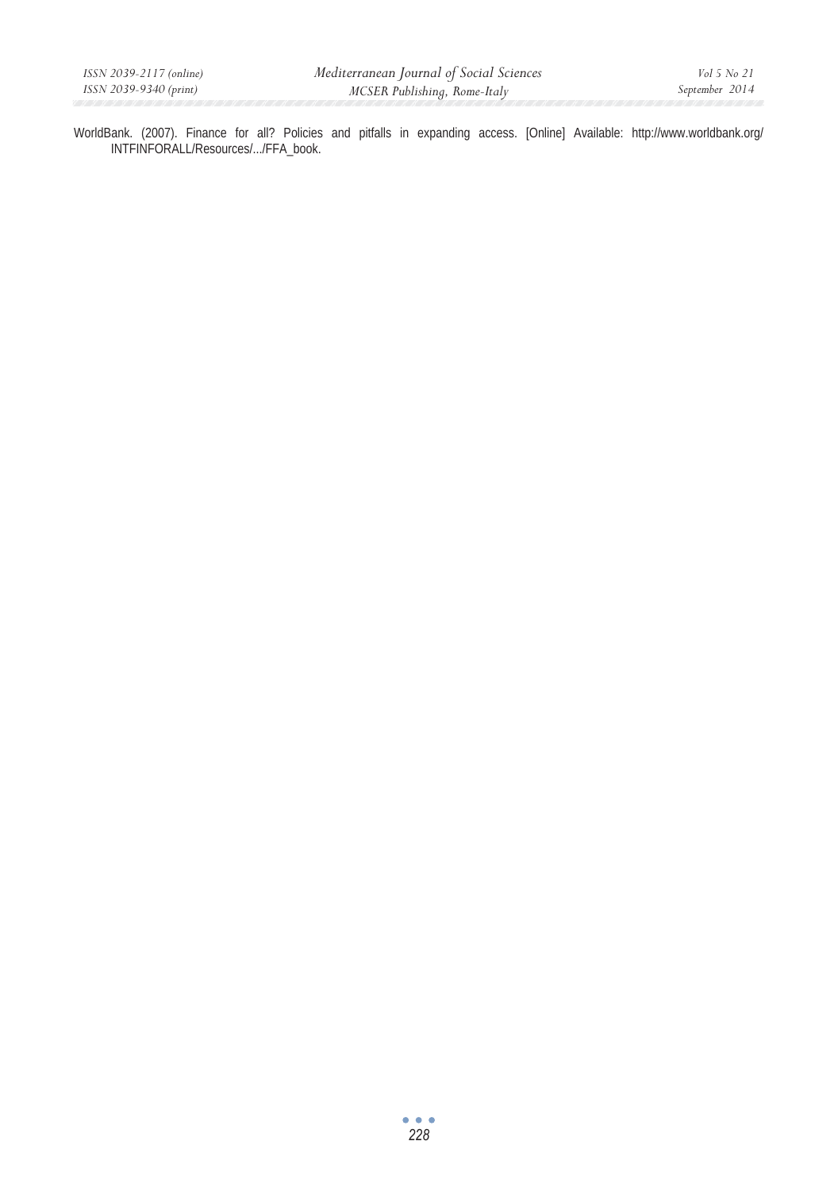WorldBank. (2007). Finance for all? Policies and pitfalls in expanding access. [Online] Available: http://www.worldbank.org/INTFINFORALL/Resources/.../FFA_book.